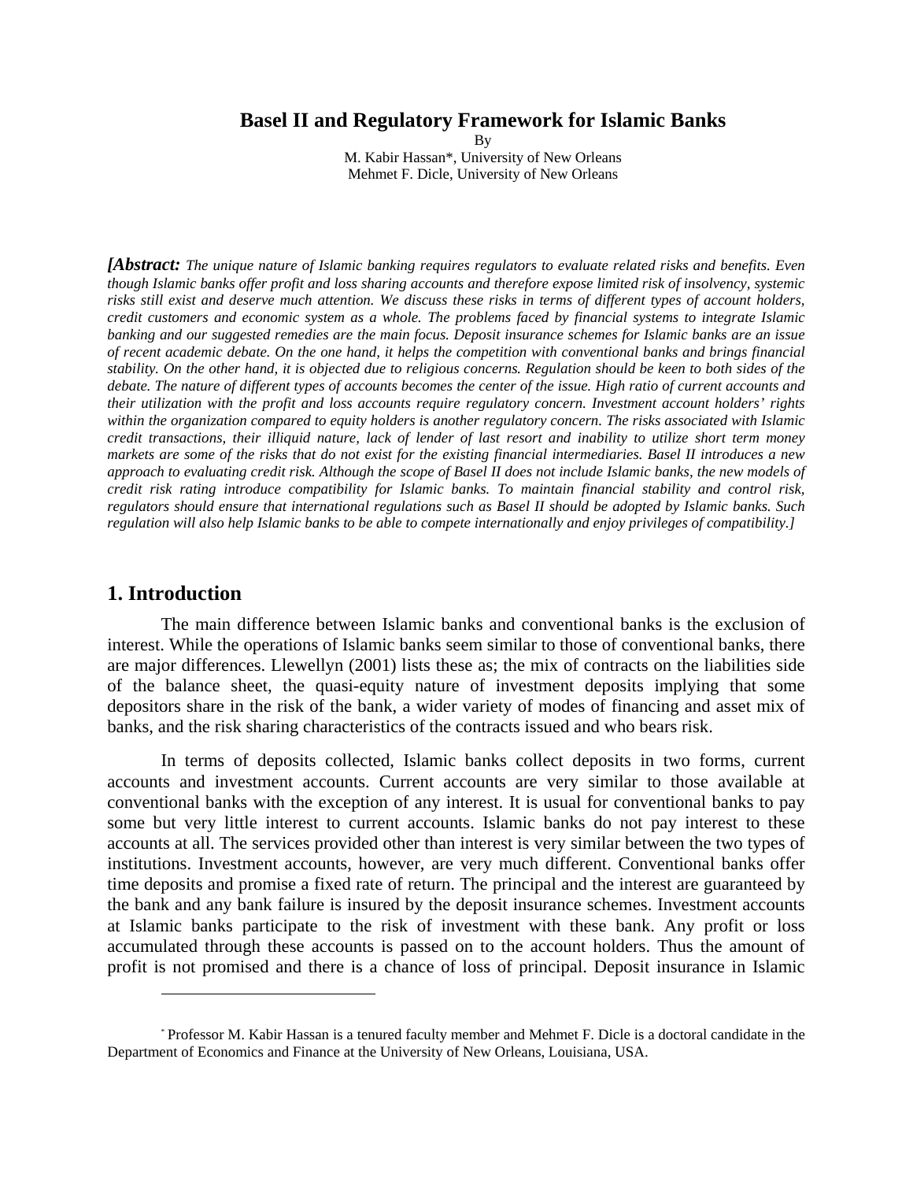# Basel II and Regulatory Framework for Islamic Banks

By
M. Kabir Hassan*, University of New Orleans
Mehmet F. Dicle, University of New Orleans

***[Abstract:** The unique nature of Islamic banking requires regulators to evaluate related risks and benefits. Even though Islamic banks offer profit and loss sharing accounts and therefore expose limited risk of insolvency, systemic risks still exist and deserve much attention. We discuss these risks in terms of different types of account holders, credit customers and economic system as a whole. The problems faced by financial systems to integrate Islamic banking and our suggested remedies are the main focus. Deposit insurance schemes for Islamic banks are an issue of recent academic debate. On the one hand, it helps the competition with conventional banks and brings financial stability. On the other hand, it is objected due to religious concerns. Regulation should be keen to both sides of the debate. The nature of different types of accounts becomes the center of the issue. High ratio of current accounts and their utilization with the profit and loss accounts require regulatory concern. Investment account holders' rights within the organization compared to equity holders is another regulatory concern. The risks associated with Islamic credit transactions, their illiquid nature, lack of lender of last resort and inability to utilize short term money markets are some of the risks that do not exist for the existing financial intermediaries. Basel II introduces a new approach to evaluating credit risk. Although the scope of Basel II does not include Islamic banks, the new models of credit risk rating introduce compatibility for Islamic banks. To maintain financial stability and control risk, regulators should ensure that international regulations such as Basel II should be adopted by Islamic banks. Such regulation will also help Islamic banks to be able to compete internationally and enjoy privileges of compatibility.]*

## 1. Introduction

The main difference between Islamic banks and conventional banks is the exclusion of interest. While the operations of Islamic banks seem similar to those of conventional banks, there are major differences. Llewellyn (2001) lists these as; the mix of contracts on the liabilities side of the balance sheet, the quasi-equity nature of investment deposits implying that some depositors share in the risk of the bank, a wider variety of modes of financing and asset mix of banks, and the risk sharing characteristics of the contracts issued and who bears risk.

In terms of deposits collected, Islamic banks collect deposits in two forms, current accounts and investment accounts. Current accounts are very similar to those available at conventional banks with the exception of any interest. It is usual for conventional banks to pay some but very little interest to current accounts. Islamic banks do not pay interest to these accounts at all. The services provided other than interest is very similar between the two types of institutions. Investment accounts, however, are very much different. Conventional banks offer time deposits and promise a fixed rate of return. The principal and the interest are guaranteed by the bank and any bank failure is insured by the deposit insurance schemes. Investment accounts at Islamic banks participate to the risk of investment with these bank. Any profit or loss accumulated through these accounts is passed on to the account holders. Thus the amount of profit is not promised and there is a chance of loss of principal. Deposit insurance in Islamic

---

* Professor M. Kabir Hassan is a tenured faculty member and Mehmet F. Dicle is a doctoral candidate in the Department of Economics and Finance at the University of New Orleans, Louisiana, USA.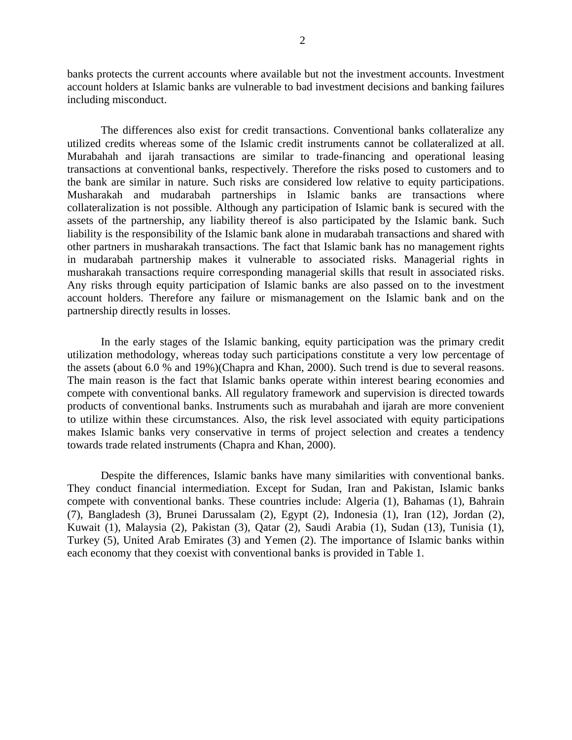banks protects the current accounts where available but not the investment accounts. Investment account holders at Islamic banks are vulnerable to bad investment decisions and banking failures including misconduct.

The differences also exist for credit transactions. Conventional banks collateralize any utilized credits whereas some of the Islamic credit instruments cannot be collateralized at all. Murabahah and ijarah transactions are similar to trade-financing and operational leasing transactions at conventional banks, respectively. Therefore the risks posed to customers and to the bank are similar in nature. Such risks are considered low relative to equity participations. Musharakah and mudarabah partnerships in Islamic banks are transactions where collateralization is not possible. Although any participation of Islamic bank is secured with the assets of the partnership, any liability thereof is also participated by the Islamic bank. Such liability is the responsibility of the Islamic bank alone in mudarabah transactions and shared with other partners in musharakah transactions. The fact that Islamic bank has no management rights in mudarabah partnership makes it vulnerable to associated risks. Managerial rights in musharakah transactions require corresponding managerial skills that result in associated risks. Any risks through equity participation of Islamic banks are also passed on to the investment account holders. Therefore any failure or mismanagement on the Islamic bank and on the partnership directly results in losses.

In the early stages of the Islamic banking, equity participation was the primary credit utilization methodology, whereas today such participations constitute a very low percentage of the assets (about 6.0 % and 19%)(Chapra and Khan, 2000). Such trend is due to several reasons. The main reason is the fact that Islamic banks operate within interest bearing economies and compete with conventional banks. All regulatory framework and supervision is directed towards products of conventional banks. Instruments such as murabahah and ijarah are more convenient to utilize within these circumstances. Also, the risk level associated with equity participations makes Islamic banks very conservative in terms of project selection and creates a tendency towards trade related instruments (Chapra and Khan, 2000).

Despite the differences, Islamic banks have many similarities with conventional banks. They conduct financial intermediation. Except for Sudan, Iran and Pakistan, Islamic banks compete with conventional banks. These countries include: Algeria (1), Bahamas (1), Bahrain (7), Bangladesh (3), Brunei Darussalam (2), Egypt (2), Indonesia (1), Iran (12), Jordan (2), Kuwait (1), Malaysia (2), Pakistan (3), Qatar (2), Saudi Arabia (1), Sudan (13), Tunisia (1), Turkey (5), United Arab Emirates (3) and Yemen (2). The importance of Islamic banks within each economy that they coexist with conventional banks is provided in Table 1.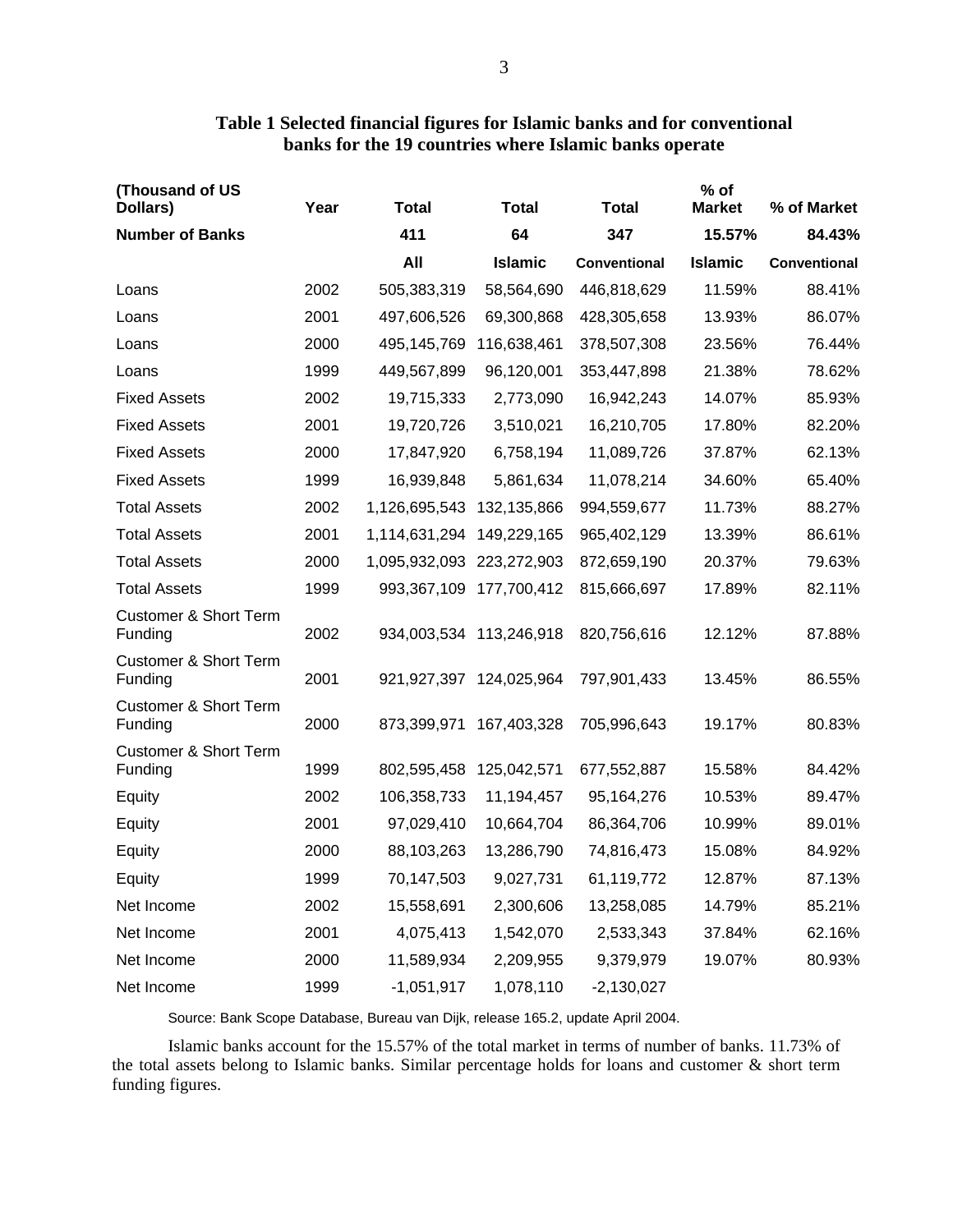**Table 1 Selected financial figures for Islamic banks and for conventional banks for the 19 countries where Islamic banks operate**

| (Thousand of US Dollars) | Year | Total | Total | Total | % of Market | % of Market |
|---|---|---|---|---|---|---|
| **Number of Banks** | | **411** | **64** | **347** | **15.57%** | **84.43%** |
| | | **All** | **Islamic** | **Conventional** | **Islamic** | **Conventional** |
| Loans | 2002 | 505,383,319 | 58,564,690 | 446,818,629 | 11.59% | 88.41% |
| Loans | 2001 | 497,606,526 | 69,300,868 | 428,305,658 | 13.93% | 86.07% |
| Loans | 2000 | 495,145,769 | 116,638,461 | 378,507,308 | 23.56% | 76.44% |
| Loans | 1999 | 449,567,899 | 96,120,001 | 353,447,898 | 21.38% | 78.62% |
| Fixed Assets | 2002 | 19,715,333 | 2,773,090 | 16,942,243 | 14.07% | 85.93% |
| Fixed Assets | 2001 | 19,720,726 | 3,510,021 | 16,210,705 | 17.80% | 82.20% |
| Fixed Assets | 2000 | 17,847,920 | 6,758,194 | 11,089,726 | 37.87% | 62.13% |
| Fixed Assets | 1999 | 16,939,848 | 5,861,634 | 11,078,214 | 34.60% | 65.40% |
| Total Assets | 2002 | 1,126,695,543 | 132,135,866 | 994,559,677 | 11.73% | 88.27% |
| Total Assets | 2001 | 1,114,631,294 | 149,229,165 | 965,402,129 | 13.39% | 86.61% |
| Total Assets | 2000 | 1,095,932,093 | 223,272,903 | 872,659,190 | 20.37% | 79.63% |
| Total Assets | 1999 | 993,367,109 | 177,700,412 | 815,666,697 | 17.89% | 82.11% |
| Customer & Short Term Funding | 2002 | 934,003,534 | 113,246,918 | 820,756,616 | 12.12% | 87.88% |
| Customer & Short Term Funding | 2001 | 921,927,397 | 124,025,964 | 797,901,433 | 13.45% | 86.55% |
| Customer & Short Term Funding | 2000 | 873,399,971 | 167,403,328 | 705,996,643 | 19.17% | 80.83% |
| Customer & Short Term Funding | 1999 | 802,595,458 | 125,042,571 | 677,552,887 | 15.58% | 84.42% |
| Equity | 2002 | 106,358,733 | 11,194,457 | 95,164,276 | 10.53% | 89.47% |
| Equity | 2001 | 97,029,410 | 10,664,704 | 86,364,706 | 10.99% | 89.01% |
| Equity | 2000 | 88,103,263 | 13,286,790 | 74,816,473 | 15.08% | 84.92% |
| Equity | 1999 | 70,147,503 | 9,027,731 | 61,119,772 | 12.87% | 87.13% |
| Net Income | 2002 | 15,558,691 | 2,300,606 | 13,258,085 | 14.79% | 85.21% |
| Net Income | 2001 | 4,075,413 | 1,542,070 | 2,533,343 | 37.84% | 62.16% |
| Net Income | 2000 | 11,589,934 | 2,209,955 | 9,379,979 | 19.07% | 80.93% |
| Net Income | 1999 | -1,051,917 | 1,078,110 | -2,130,027 | | |

Source: Bank Scope Database, Bureau van Dijk, release 165.2, update April 2004.

Islamic banks account for the 15.57% of the total market in terms of number of banks. 11.73% of the total assets belong to Islamic banks. Similar percentage holds for loans and customer & short term funding figures.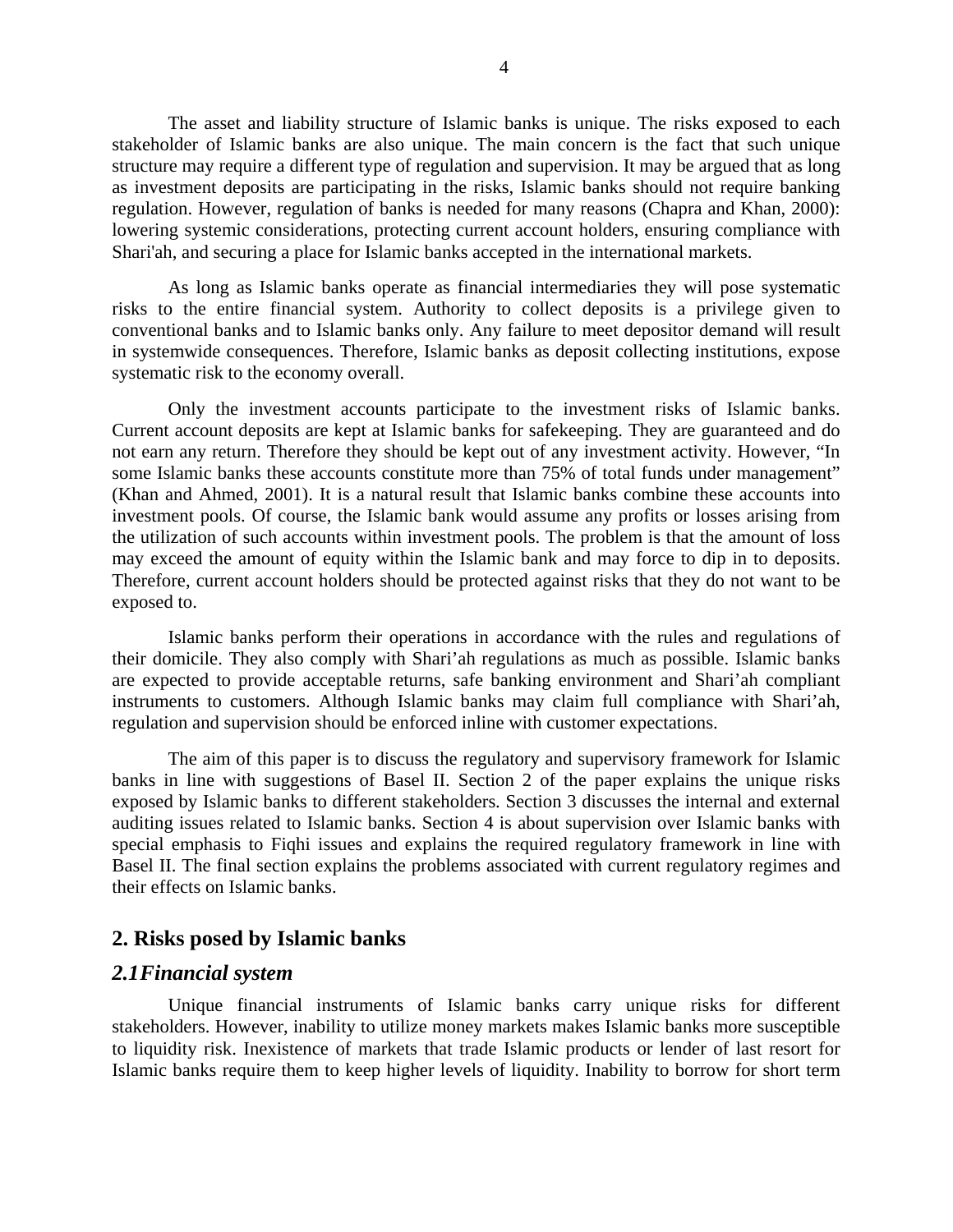The asset and liability structure of Islamic banks is unique. The risks exposed to each stakeholder of Islamic banks are also unique. The main concern is the fact that such unique structure may require a different type of regulation and supervision. It may be argued that as long as investment deposits are participating in the risks, Islamic banks should not require banking regulation. However, regulation of banks is needed for many reasons (Chapra and Khan, 2000): lowering systemic considerations, protecting current account holders, ensuring compliance with Shari'ah, and securing a place for Islamic banks accepted in the international markets.

As long as Islamic banks operate as financial intermediaries they will pose systematic risks to the entire financial system. Authority to collect deposits is a privilege given to conventional banks and to Islamic banks only. Any failure to meet depositor demand will result in systemwide consequences. Therefore, Islamic banks as deposit collecting institutions, expose systematic risk to the economy overall.

Only the investment accounts participate to the investment risks of Islamic banks. Current account deposits are kept at Islamic banks for safekeeping. They are guaranteed and do not earn any return. Therefore they should be kept out of any investment activity. However, "In some Islamic banks these accounts constitute more than 75% of total funds under management" (Khan and Ahmed, 2001). It is a natural result that Islamic banks combine these accounts into investment pools. Of course, the Islamic bank would assume any profits or losses arising from the utilization of such accounts within investment pools. The problem is that the amount of loss may exceed the amount of equity within the Islamic bank and may force to dip in to deposits. Therefore, current account holders should be protected against risks that they do not want to be exposed to.

Islamic banks perform their operations in accordance with the rules and regulations of their domicile. They also comply with Shari'ah regulations as much as possible. Islamic banks are expected to provide acceptable returns, safe banking environment and Shari'ah compliant instruments to customers. Although Islamic banks may claim full compliance with Shari'ah, regulation and supervision should be enforced inline with customer expectations.

The aim of this paper is to discuss the regulatory and supervisory framework for Islamic banks in line with suggestions of Basel II. Section 2 of the paper explains the unique risks exposed by Islamic banks to different stakeholders. Section 3 discusses the internal and external auditing issues related to Islamic banks. Section 4 is about supervision over Islamic banks with special emphasis to Fiqhi issues and explains the required regulatory framework in line with Basel II. The final section explains the problems associated with current regulatory regimes and their effects on Islamic banks.

## 2. Risks posed by Islamic banks

### *2.1Financial system*

Unique financial instruments of Islamic banks carry unique risks for different stakeholders. However, inability to utilize money markets makes Islamic banks more susceptible to liquidity risk. Inexistence of markets that trade Islamic products or lender of last resort for Islamic banks require them to keep higher levels of liquidity. Inability to borrow for short term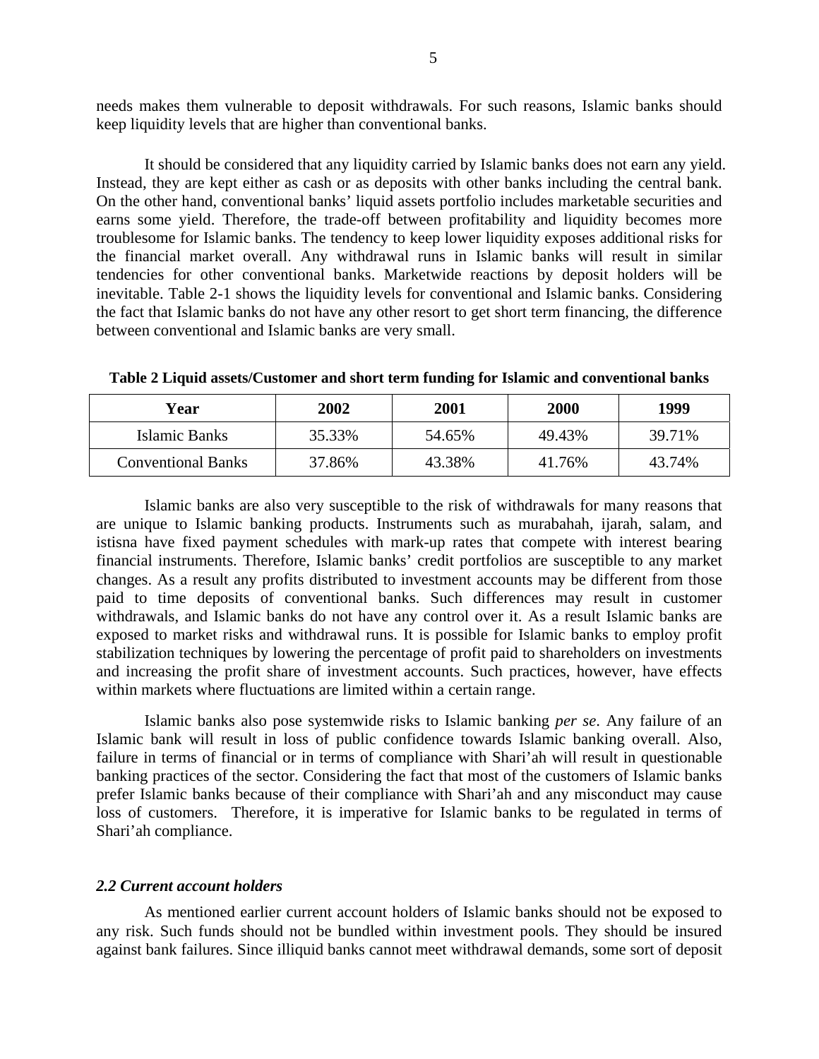needs makes them vulnerable to deposit withdrawals. For such reasons, Islamic banks should keep liquidity levels that are higher than conventional banks.

It should be considered that any liquidity carried by Islamic banks does not earn any yield. Instead, they are kept either as cash or as deposits with other banks including the central bank. On the other hand, conventional banks' liquid assets portfolio includes marketable securities and earns some yield. Therefore, the trade-off between profitability and liquidity becomes more troublesome for Islamic banks. The tendency to keep lower liquidity exposes additional risks for the financial market overall. Any withdrawal runs in Islamic banks will result in similar tendencies for other conventional banks. Marketwide reactions by deposit holders will be inevitable. Table 2-1 shows the liquidity levels for conventional and Islamic banks. Considering the fact that Islamic banks do not have any other resort to get short term financing, the difference between conventional and Islamic banks are very small.

**Table 2 Liquid assets/Customer and short term funding for Islamic and conventional banks**

| Year | 2002 | 2001 | 2000 | 1999 |
|---|---|---|---|---|
| Islamic Banks | 35.33% | 54.65% | 49.43% | 39.71% |
| Conventional Banks | 37.86% | 43.38% | 41.76% | 43.74% |

Islamic banks are also very susceptible to the risk of withdrawals for many reasons that are unique to Islamic banking products. Instruments such as murabahah, ijarah, salam, and istisna have fixed payment schedules with mark-up rates that compete with interest bearing financial instruments. Therefore, Islamic banks' credit portfolios are susceptible to any market changes. As a result any profits distributed to investment accounts may be different from those paid to time deposits of conventional banks. Such differences may result in customer withdrawals, and Islamic banks do not have any control over it. As a result Islamic banks are exposed to market risks and withdrawal runs. It is possible for Islamic banks to employ profit stabilization techniques by lowering the percentage of profit paid to shareholders on investments and increasing the profit share of investment accounts. Such practices, however, have effects within markets where fluctuations are limited within a certain range.

Islamic banks also pose systemwide risks to Islamic banking *per se*. Any failure of an Islamic bank will result in loss of public confidence towards Islamic banking overall. Also, failure in terms of financial or in terms of compliance with Shari'ah will result in questionable banking practices of the sector. Considering the fact that most of the customers of Islamic banks prefer Islamic banks because of their compliance with Shari'ah and any misconduct may cause loss of customers. Therefore, it is imperative for Islamic banks to be regulated in terms of Shari'ah compliance.

### *2.2 Current account holders*

As mentioned earlier current account holders of Islamic banks should not be exposed to any risk. Such funds should not be bundled within investment pools. They should be insured against bank failures. Since illiquid banks cannot meet withdrawal demands, some sort of deposit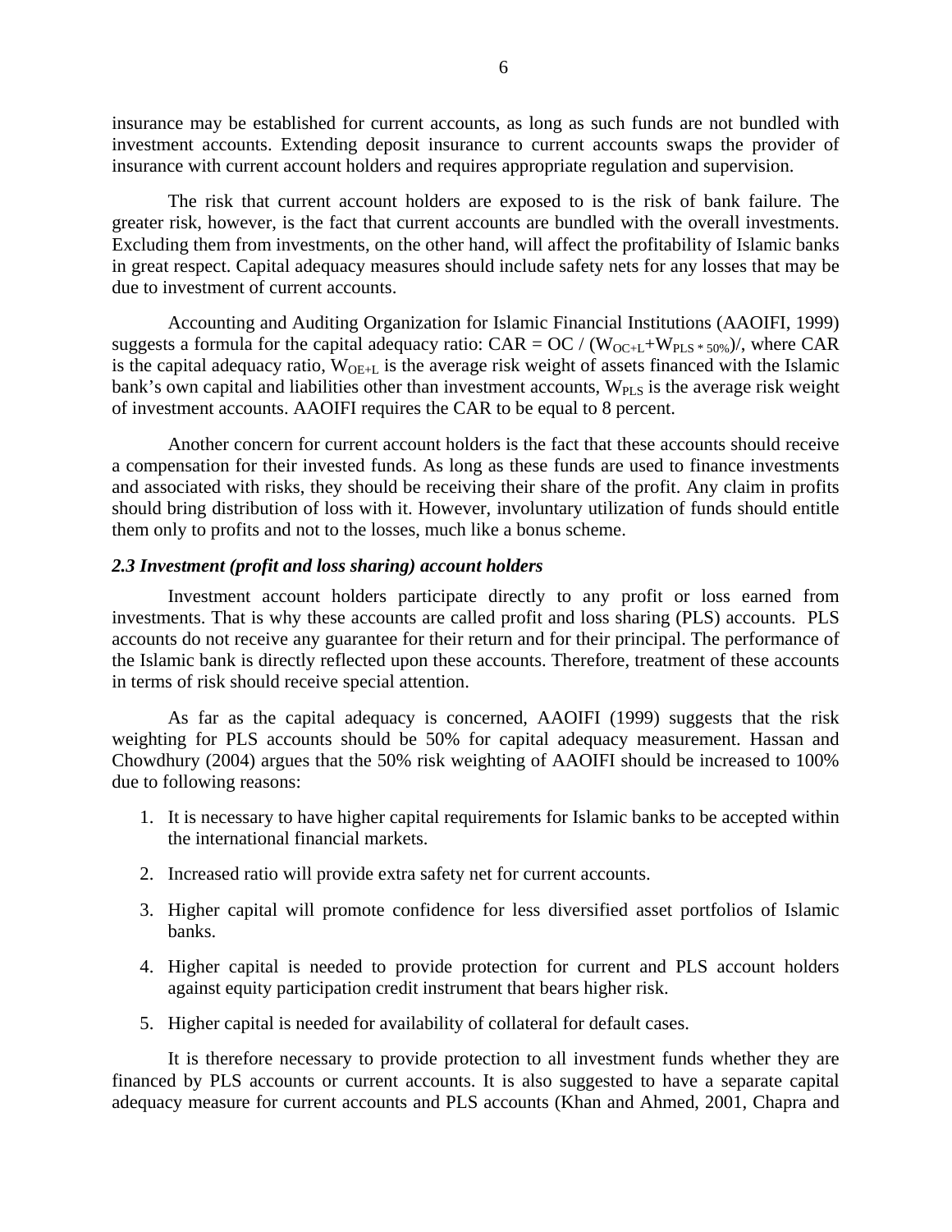insurance may be established for current accounts, as long as such funds are not bundled with investment accounts. Extending deposit insurance to current accounts swaps the provider of insurance with current account holders and requires appropriate regulation and supervision.

The risk that current account holders are exposed to is the risk of bank failure. The greater risk, however, is the fact that current accounts are bundled with the overall investments. Excluding them from investments, on the other hand, will affect the profitability of Islamic banks in great respect. Capital adequacy measures should include safety nets for any losses that may be due to investment of current accounts.

Accounting and Auditing Organization for Islamic Financial Institutions (AAOIFI, 1999) suggests a formula for the capital adequacy ratio: $CAR = OC / (W_{OC+L} + W_{PLS * 50\%})/$, where CAR is the capital adequacy ratio, $W_{OE+L}$ is the average risk weight of assets financed with the Islamic bank's own capital and liabilities other than investment accounts, $W_{PLS}$ is the average risk weight of investment accounts. AAOIFI requires the CAR to be equal to 8 percent.

Another concern for current account holders is the fact that these accounts should receive a compensation for their invested funds. As long as these funds are used to finance investments and associated with risks, they should be receiving their share of the profit. Any claim in profits should bring distribution of loss with it. However, involuntary utilization of funds should entitle them only to profits and not to the losses, much like a bonus scheme.

### *2.3 Investment (profit and loss sharing) account holders*

Investment account holders participate directly to any profit or loss earned from investments. That is why these accounts are called profit and loss sharing (PLS) accounts. PLS accounts do not receive any guarantee for their return and for their principal. The performance of the Islamic bank is directly reflected upon these accounts. Therefore, treatment of these accounts in terms of risk should receive special attention.

As far as the capital adequacy is concerned, AAOIFI (1999) suggests that the risk weighting for PLS accounts should be 50% for capital adequacy measurement. Hassan and Chowdhury (2004) argues that the 50% risk weighting of AAOIFI should be increased to 100% due to following reasons:

1. It is necessary to have higher capital requirements for Islamic banks to be accepted within the international financial markets.
2. Increased ratio will provide extra safety net for current accounts.
3. Higher capital will promote confidence for less diversified asset portfolios of Islamic banks.
4. Higher capital is needed to provide protection for current and PLS account holders against equity participation credit instrument that bears higher risk.
5. Higher capital is needed for availability of collateral for default cases.

It is therefore necessary to provide protection to all investment funds whether they are financed by PLS accounts or current accounts. It is also suggested to have a separate capital adequacy measure for current accounts and PLS accounts (Khan and Ahmed, 2001, Chapra and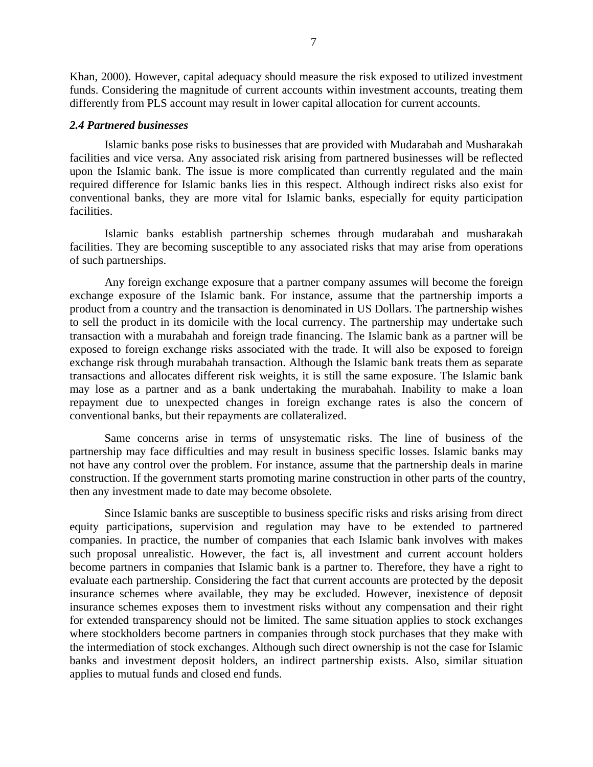Khan, 2000). However, capital adequacy should measure the risk exposed to utilized investment funds. Considering the magnitude of current accounts within investment accounts, treating them differently from PLS account may result in lower capital allocation for current accounts.

### *2.4 Partnered businesses*

Islamic banks pose risks to businesses that are provided with Mudarabah and Musharakah facilities and vice versa. Any associated risk arising from partnered businesses will be reflected upon the Islamic bank. The issue is more complicated than currently regulated and the main required difference for Islamic banks lies in this respect. Although indirect risks also exist for conventional banks, they are more vital for Islamic banks, especially for equity participation facilities.

Islamic banks establish partnership schemes through mudarabah and musharakah facilities. They are becoming susceptible to any associated risks that may arise from operations of such partnerships.

Any foreign exchange exposure that a partner company assumes will become the foreign exchange exposure of the Islamic bank. For instance, assume that the partnership imports a product from a country and the transaction is denominated in US Dollars. The partnership wishes to sell the product in its domicile with the local currency. The partnership may undertake such transaction with a murabahah and foreign trade financing. The Islamic bank as a partner will be exposed to foreign exchange risks associated with the trade. It will also be exposed to foreign exchange risk through murabahah transaction. Although the Islamic bank treats them as separate transactions and allocates different risk weights, it is still the same exposure. The Islamic bank may lose as a partner and as a bank undertaking the murabahah. Inability to make a loan repayment due to unexpected changes in foreign exchange rates is also the concern of conventional banks, but their repayments are collateralized.

Same concerns arise in terms of unsystematic risks. The line of business of the partnership may face difficulties and may result in business specific losses. Islamic banks may not have any control over the problem. For instance, assume that the partnership deals in marine construction. If the government starts promoting marine construction in other parts of the country, then any investment made to date may become obsolete.

Since Islamic banks are susceptible to business specific risks and risks arising from direct equity participations, supervision and regulation may have to be extended to partnered companies. In practice, the number of companies that each Islamic bank involves with makes such proposal unrealistic. However, the fact is, all investment and current account holders become partners in companies that Islamic bank is a partner to. Therefore, they have a right to evaluate each partnership. Considering the fact that current accounts are protected by the deposit insurance schemes where available, they may be excluded. However, inexistence of deposit insurance schemes exposes them to investment risks without any compensation and their right for extended transparency should not be limited. The same situation applies to stock exchanges where stockholders become partners in companies through stock purchases that they make with the intermediation of stock exchanges. Although such direct ownership is not the case for Islamic banks and investment deposit holders, an indirect partnership exists. Also, similar situation applies to mutual funds and closed end funds.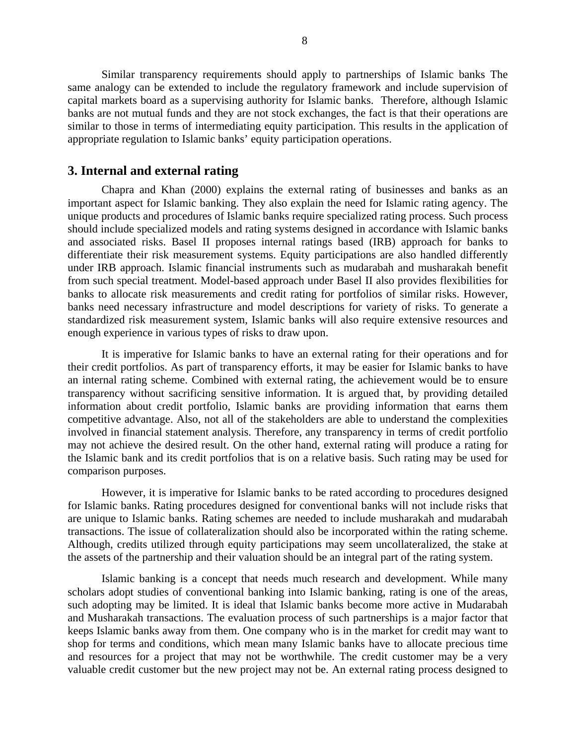Similar transparency requirements should apply to partnerships of Islamic banks The same analogy can be extended to include the regulatory framework and include supervision of capital markets board as a supervising authority for Islamic banks. Therefore, although Islamic banks are not mutual funds and they are not stock exchanges, the fact is that their operations are similar to those in terms of intermediating equity participation. This results in the application of appropriate regulation to Islamic banks' equity participation operations.

## 3. Internal and external rating

Chapra and Khan (2000) explains the external rating of businesses and banks as an important aspect for Islamic banking. They also explain the need for Islamic rating agency. The unique products and procedures of Islamic banks require specialized rating process. Such process should include specialized models and rating systems designed in accordance with Islamic banks and associated risks. Basel II proposes internal ratings based (IRB) approach for banks to differentiate their risk measurement systems. Equity participations are also handled differently under IRB approach. Islamic financial instruments such as mudarabah and musharakah benefit from such special treatment. Model-based approach under Basel II also provides flexibilities for banks to allocate risk measurements and credit rating for portfolios of similar risks. However, banks need necessary infrastructure and model descriptions for variety of risks. To generate a standardized risk measurement system, Islamic banks will also require extensive resources and enough experience in various types of risks to draw upon.

It is imperative for Islamic banks to have an external rating for their operations and for their credit portfolios. As part of transparency efforts, it may be easier for Islamic banks to have an internal rating scheme. Combined with external rating, the achievement would be to ensure transparency without sacrificing sensitive information. It is argued that, by providing detailed information about credit portfolio, Islamic banks are providing information that earns them competitive advantage. Also, not all of the stakeholders are able to understand the complexities involved in financial statement analysis. Therefore, any transparency in terms of credit portfolio may not achieve the desired result. On the other hand, external rating will produce a rating for the Islamic bank and its credit portfolios that is on a relative basis. Such rating may be used for comparison purposes.

However, it is imperative for Islamic banks to be rated according to procedures designed for Islamic banks. Rating procedures designed for conventional banks will not include risks that are unique to Islamic banks. Rating schemes are needed to include musharakah and mudarabah transactions. The issue of collateralization should also be incorporated within the rating scheme. Although, credits utilized through equity participations may seem uncollateralized, the stake at the assets of the partnership and their valuation should be an integral part of the rating system.

Islamic banking is a concept that needs much research and development. While many scholars adopt studies of conventional banking into Islamic banking, rating is one of the areas, such adopting may be limited. It is ideal that Islamic banks become more active in Mudarabah and Musharakah transactions. The evaluation process of such partnerships is a major factor that keeps Islamic banks away from them. One company who is in the market for credit may want to shop for terms and conditions, which mean many Islamic banks have to allocate precious time and resources for a project that may not be worthwhile. The credit customer may be a very valuable credit customer but the new project may not be. An external rating process designed to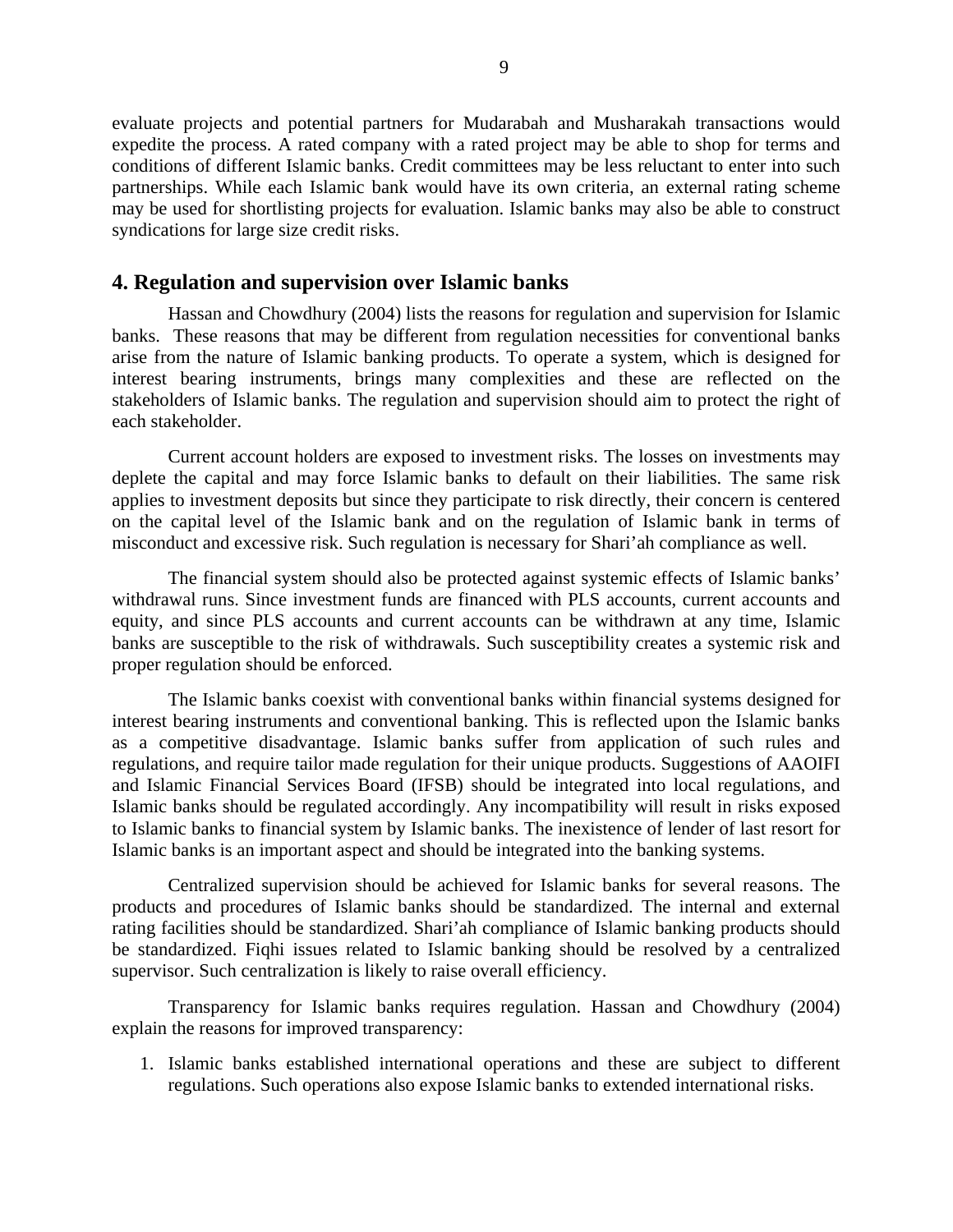evaluate projects and potential partners for Mudarabah and Musharakah transactions would expedite the process. A rated company with a rated project may be able to shop for terms and conditions of different Islamic banks. Credit committees may be less reluctant to enter into such partnerships. While each Islamic bank would have its own criteria, an external rating scheme may be used for shortlisting projects for evaluation. Islamic banks may also be able to construct syndications for large size credit risks.

## 4. Regulation and supervision over Islamic banks

Hassan and Chowdhury (2004) lists the reasons for regulation and supervision for Islamic banks. These reasons that may be different from regulation necessities for conventional banks arise from the nature of Islamic banking products. To operate a system, which is designed for interest bearing instruments, brings many complexities and these are reflected on the stakeholders of Islamic banks. The regulation and supervision should aim to protect the right of each stakeholder.

Current account holders are exposed to investment risks. The losses on investments may deplete the capital and may force Islamic banks to default on their liabilities. The same risk applies to investment deposits but since they participate to risk directly, their concern is centered on the capital level of the Islamic bank and on the regulation of Islamic bank in terms of misconduct and excessive risk. Such regulation is necessary for Shari'ah compliance as well.

The financial system should also be protected against systemic effects of Islamic banks' withdrawal runs. Since investment funds are financed with PLS accounts, current accounts and equity, and since PLS accounts and current accounts can be withdrawn at any time, Islamic banks are susceptible to the risk of withdrawals. Such susceptibility creates a systemic risk and proper regulation should be enforced.

The Islamic banks coexist with conventional banks within financial systems designed for interest bearing instruments and conventional banking. This is reflected upon the Islamic banks as a competitive disadvantage. Islamic banks suffer from application of such rules and regulations, and require tailor made regulation for their unique products. Suggestions of AAOIFI and Islamic Financial Services Board (IFSB) should be integrated into local regulations, and Islamic banks should be regulated accordingly. Any incompatibility will result in risks exposed to Islamic banks to financial system by Islamic banks. The inexistence of lender of last resort for Islamic banks is an important aspect and should be integrated into the banking systems.

Centralized supervision should be achieved for Islamic banks for several reasons. The products and procedures of Islamic banks should be standardized. The internal and external rating facilities should be standardized. Shari'ah compliance of Islamic banking products should be standardized. Fiqhi issues related to Islamic banking should be resolved by a centralized supervisor. Such centralization is likely to raise overall efficiency.

Transparency for Islamic banks requires regulation. Hassan and Chowdhury (2004) explain the reasons for improved transparency:

1. Islamic banks established international operations and these are subject to different regulations. Such operations also expose Islamic banks to extended international risks.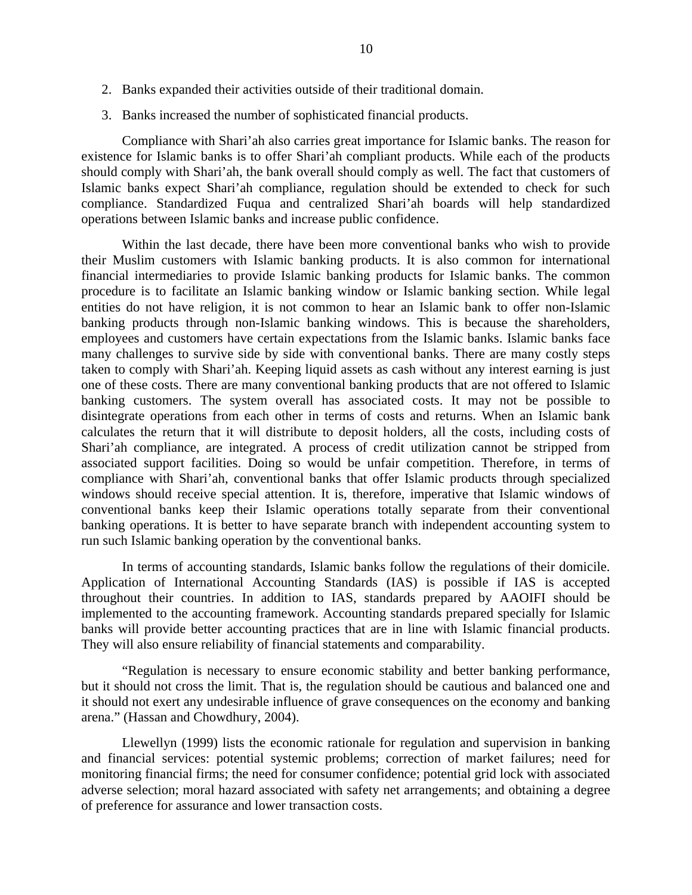2. Banks expanded their activities outside of their traditional domain.
3. Banks increased the number of sophisticated financial products.

Compliance with Shari'ah also carries great importance for Islamic banks. The reason for existence for Islamic banks is to offer Shari'ah compliant products. While each of the products should comply with Shari'ah, the bank overall should comply as well. The fact that customers of Islamic banks expect Shari'ah compliance, regulation should be extended to check for such compliance. Standardized Fuqua and centralized Shari'ah boards will help standardized operations between Islamic banks and increase public confidence.

Within the last decade, there have been more conventional banks who wish to provide their Muslim customers with Islamic banking products. It is also common for international financial intermediaries to provide Islamic banking products for Islamic banks. The common procedure is to facilitate an Islamic banking window or Islamic banking section. While legal entities do not have religion, it is not common to hear an Islamic bank to offer non-Islamic banking products through non-Islamic banking windows. This is because the shareholders, employees and customers have certain expectations from the Islamic banks. Islamic banks face many challenges to survive side by side with conventional banks. There are many costly steps taken to comply with Shari'ah. Keeping liquid assets as cash without any interest earning is just one of these costs. There are many conventional banking products that are not offered to Islamic banking customers. The system overall has associated costs. It may not be possible to disintegrate operations from each other in terms of costs and returns. When an Islamic bank calculates the return that it will distribute to deposit holders, all the costs, including costs of Shari'ah compliance, are integrated. A process of credit utilization cannot be stripped from associated support facilities. Doing so would be unfair competition. Therefore, in terms of compliance with Shari'ah, conventional banks that offer Islamic products through specialized windows should receive special attention. It is, therefore, imperative that Islamic windows of conventional banks keep their Islamic operations totally separate from their conventional banking operations. It is better to have separate branch with independent accounting system to run such Islamic banking operation by the conventional banks.

In terms of accounting standards, Islamic banks follow the regulations of their domicile. Application of International Accounting Standards (IAS) is possible if IAS is accepted throughout their countries. In addition to IAS, standards prepared by AAOIFI should be implemented to the accounting framework. Accounting standards prepared specially for Islamic banks will provide better accounting practices that are in line with Islamic financial products. They will also ensure reliability of financial statements and comparability.

"Regulation is necessary to ensure economic stability and better banking performance, but it should not cross the limit. That is, the regulation should be cautious and balanced one and it should not exert any undesirable influence of grave consequences on the economy and banking arena." (Hassan and Chowdhury, 2004).

Llewellyn (1999) lists the economic rationale for regulation and supervision in banking and financial services: potential systemic problems; correction of market failures; need for monitoring financial firms; the need for consumer confidence; potential grid lock with associated adverse selection; moral hazard associated with safety net arrangements; and obtaining a degree of preference for assurance and lower transaction costs.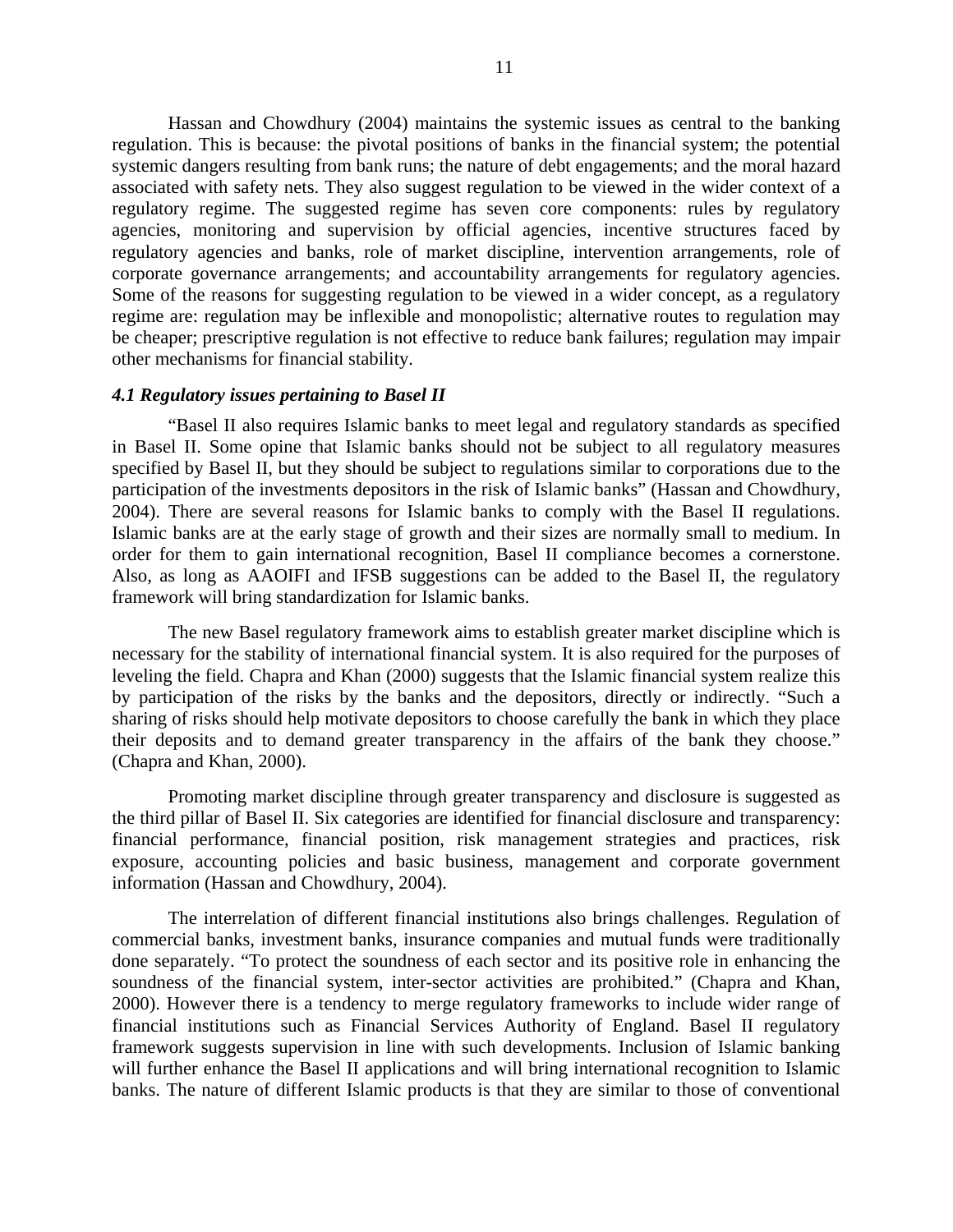Hassan and Chowdhury (2004) maintains the systemic issues as central to the banking regulation. This is because: the pivotal positions of banks in the financial system; the potential systemic dangers resulting from bank runs; the nature of debt engagements; and the moral hazard associated with safety nets. They also suggest regulation to be viewed in the wider context of a regulatory regime. The suggested regime has seven core components: rules by regulatory agencies, monitoring and supervision by official agencies, incentive structures faced by regulatory agencies and banks, role of market discipline, intervention arrangements, role of corporate governance arrangements; and accountability arrangements for regulatory agencies. Some of the reasons for suggesting regulation to be viewed in a wider concept, as a regulatory regime are: regulation may be inflexible and monopolistic; alternative routes to regulation may be cheaper; prescriptive regulation is not effective to reduce bank failures; regulation may impair other mechanisms for financial stability.

### *4.1 Regulatory issues pertaining to Basel II*

"Basel II also requires Islamic banks to meet legal and regulatory standards as specified in Basel II. Some opine that Islamic banks should not be subject to all regulatory measures specified by Basel II, but they should be subject to regulations similar to corporations due to the participation of the investments depositors in the risk of Islamic banks" (Hassan and Chowdhury, 2004). There are several reasons for Islamic banks to comply with the Basel II regulations. Islamic banks are at the early stage of growth and their sizes are normally small to medium. In order for them to gain international recognition, Basel II compliance becomes a cornerstone. Also, as long as AAOIFI and IFSB suggestions can be added to the Basel II, the regulatory framework will bring standardization for Islamic banks.

The new Basel regulatory framework aims to establish greater market discipline which is necessary for the stability of international financial system. It is also required for the purposes of leveling the field. Chapra and Khan (2000) suggests that the Islamic financial system realize this by participation of the risks by the banks and the depositors, directly or indirectly. "Such a sharing of risks should help motivate depositors to choose carefully the bank in which they place their deposits and to demand greater transparency in the affairs of the bank they choose." (Chapra and Khan, 2000).

Promoting market discipline through greater transparency and disclosure is suggested as the third pillar of Basel II. Six categories are identified for financial disclosure and transparency: financial performance, financial position, risk management strategies and practices, risk exposure, accounting policies and basic business, management and corporate government information (Hassan and Chowdhury, 2004).

The interrelation of different financial institutions also brings challenges. Regulation of commercial banks, investment banks, insurance companies and mutual funds were traditionally done separately. "To protect the soundness of each sector and its positive role in enhancing the soundness of the financial system, inter-sector activities are prohibited." (Chapra and Khan, 2000). However there is a tendency to merge regulatory frameworks to include wider range of financial institutions such as Financial Services Authority of England. Basel II regulatory framework suggests supervision in line with such developments. Inclusion of Islamic banking will further enhance the Basel II applications and will bring international recognition to Islamic banks. The nature of different Islamic products is that they are similar to those of conventional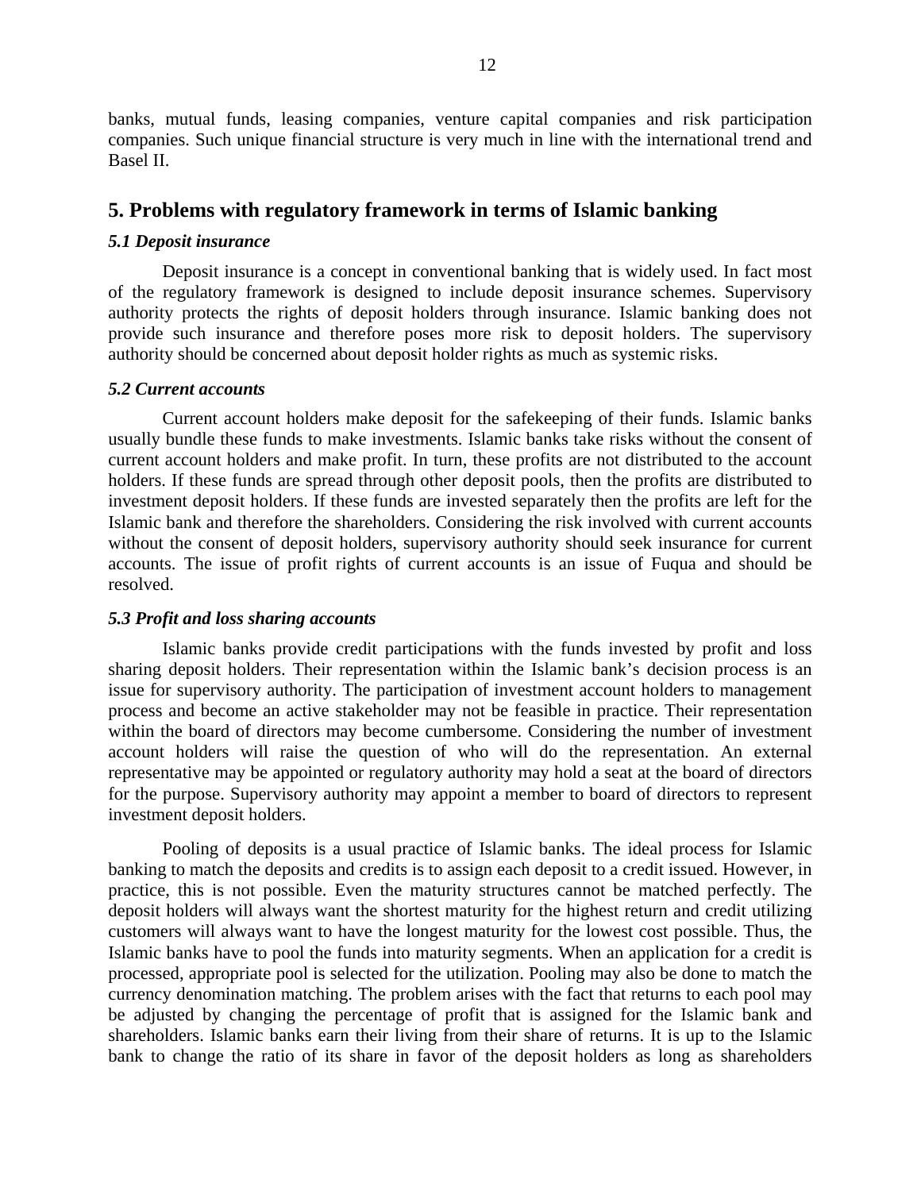banks, mutual funds, leasing companies, venture capital companies and risk participation companies. Such unique financial structure is very much in line with the international trend and Basel II.

## 5. Problems with regulatory framework in terms of Islamic banking

### *5.1 Deposit insurance*

Deposit insurance is a concept in conventional banking that is widely used. In fact most of the regulatory framework is designed to include deposit insurance schemes. Supervisory authority protects the rights of deposit holders through insurance. Islamic banking does not provide such insurance and therefore poses more risk to deposit holders. The supervisory authority should be concerned about deposit holder rights as much as systemic risks.

### *5.2 Current accounts*

Current account holders make deposit for the safekeeping of their funds. Islamic banks usually bundle these funds to make investments. Islamic banks take risks without the consent of current account holders and make profit. In turn, these profits are not distributed to the account holders. If these funds are spread through other deposit pools, then the profits are distributed to investment deposit holders. If these funds are invested separately then the profits are left for the Islamic bank and therefore the shareholders. Considering the risk involved with current accounts without the consent of deposit holders, supervisory authority should seek insurance for current accounts. The issue of profit rights of current accounts is an issue of Fuqua and should be resolved.

### *5.3 Profit and loss sharing accounts*

Islamic banks provide credit participations with the funds invested by profit and loss sharing deposit holders. Their representation within the Islamic bank's decision process is an issue for supervisory authority. The participation of investment account holders to management process and become an active stakeholder may not be feasible in practice. Their representation within the board of directors may become cumbersome. Considering the number of investment account holders will raise the question of who will do the representation. An external representative may be appointed or regulatory authority may hold a seat at the board of directors for the purpose. Supervisory authority may appoint a member to board of directors to represent investment deposit holders.

Pooling of deposits is a usual practice of Islamic banks. The ideal process for Islamic banking to match the deposits and credits is to assign each deposit to a credit issued. However, in practice, this is not possible. Even the maturity structures cannot be matched perfectly. The deposit holders will always want the shortest maturity for the highest return and credit utilizing customers will always want to have the longest maturity for the lowest cost possible. Thus, the Islamic banks have to pool the funds into maturity segments. When an application for a credit is processed, appropriate pool is selected for the utilization. Pooling may also be done to match the currency denomination matching. The problem arises with the fact that returns to each pool may be adjusted by changing the percentage of profit that is assigned for the Islamic bank and shareholders. Islamic banks earn their living from their share of returns. It is up to the Islamic bank to change the ratio of its share in favor of the deposit holders as long as shareholders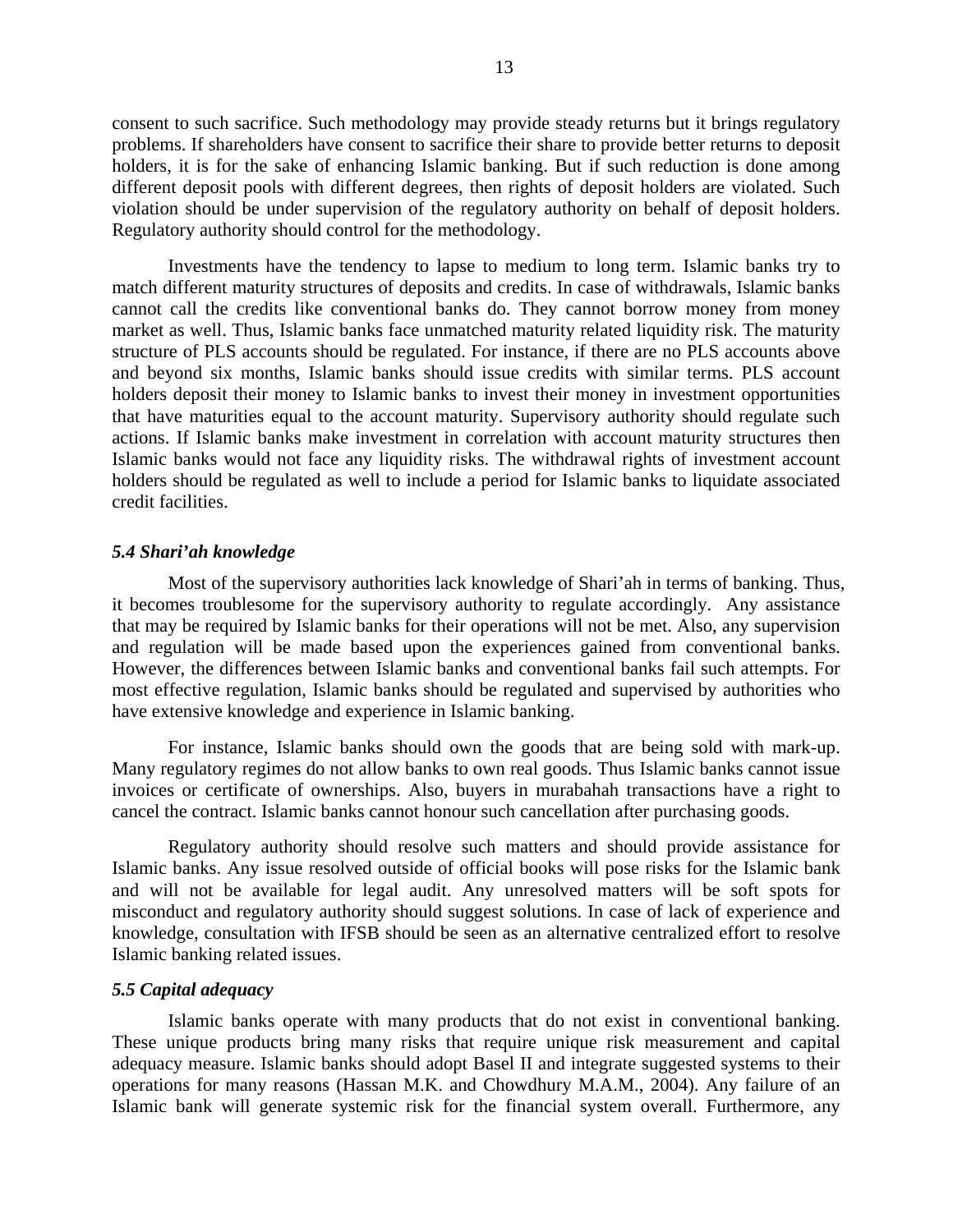consent to such sacrifice. Such methodology may provide steady returns but it brings regulatory problems. If shareholders have consent to sacrifice their share to provide better returns to deposit holders, it is for the sake of enhancing Islamic banking. But if such reduction is done among different deposit pools with different degrees, then rights of deposit holders are violated. Such violation should be under supervision of the regulatory authority on behalf of deposit holders. Regulatory authority should control for the methodology.

Investments have the tendency to lapse to medium to long term. Islamic banks try to match different maturity structures of deposits and credits. In case of withdrawals, Islamic banks cannot call the credits like conventional banks do. They cannot borrow money from money market as well. Thus, Islamic banks face unmatched maturity related liquidity risk. The maturity structure of PLS accounts should be regulated. For instance, if there are no PLS accounts above and beyond six months, Islamic banks should issue credits with similar terms. PLS account holders deposit their money to Islamic banks to invest their money in investment opportunities that have maturities equal to the account maturity. Supervisory authority should regulate such actions. If Islamic banks make investment in correlation with account maturity structures then Islamic banks would not face any liquidity risks. The withdrawal rights of investment account holders should be regulated as well to include a period for Islamic banks to liquidate associated credit facilities.

### *5.4 Shari'ah knowledge*

Most of the supervisory authorities lack knowledge of Shari'ah in terms of banking. Thus, it becomes troublesome for the supervisory authority to regulate accordingly. Any assistance that may be required by Islamic banks for their operations will not be met. Also, any supervision and regulation will be made based upon the experiences gained from conventional banks. However, the differences between Islamic banks and conventional banks fail such attempts. For most effective regulation, Islamic banks should be regulated and supervised by authorities who have extensive knowledge and experience in Islamic banking.

For instance, Islamic banks should own the goods that are being sold with mark-up. Many regulatory regimes do not allow banks to own real goods. Thus Islamic banks cannot issue invoices or certificate of ownerships. Also, buyers in murabahah transactions have a right to cancel the contract. Islamic banks cannot honour such cancellation after purchasing goods.

Regulatory authority should resolve such matters and should provide assistance for Islamic banks. Any issue resolved outside of official books will pose risks for the Islamic bank and will not be available for legal audit. Any unresolved matters will be soft spots for misconduct and regulatory authority should suggest solutions. In case of lack of experience and knowledge, consultation with IFSB should be seen as an alternative centralized effort to resolve Islamic banking related issues.

### *5.5 Capital adequacy*

Islamic banks operate with many products that do not exist in conventional banking. These unique products bring many risks that require unique risk measurement and capital adequacy measure. Islamic banks should adopt Basel II and integrate suggested systems to their operations for many reasons (Hassan M.K. and Chowdhury M.A.M., 2004). Any failure of an Islamic bank will generate systemic risk for the financial system overall. Furthermore, any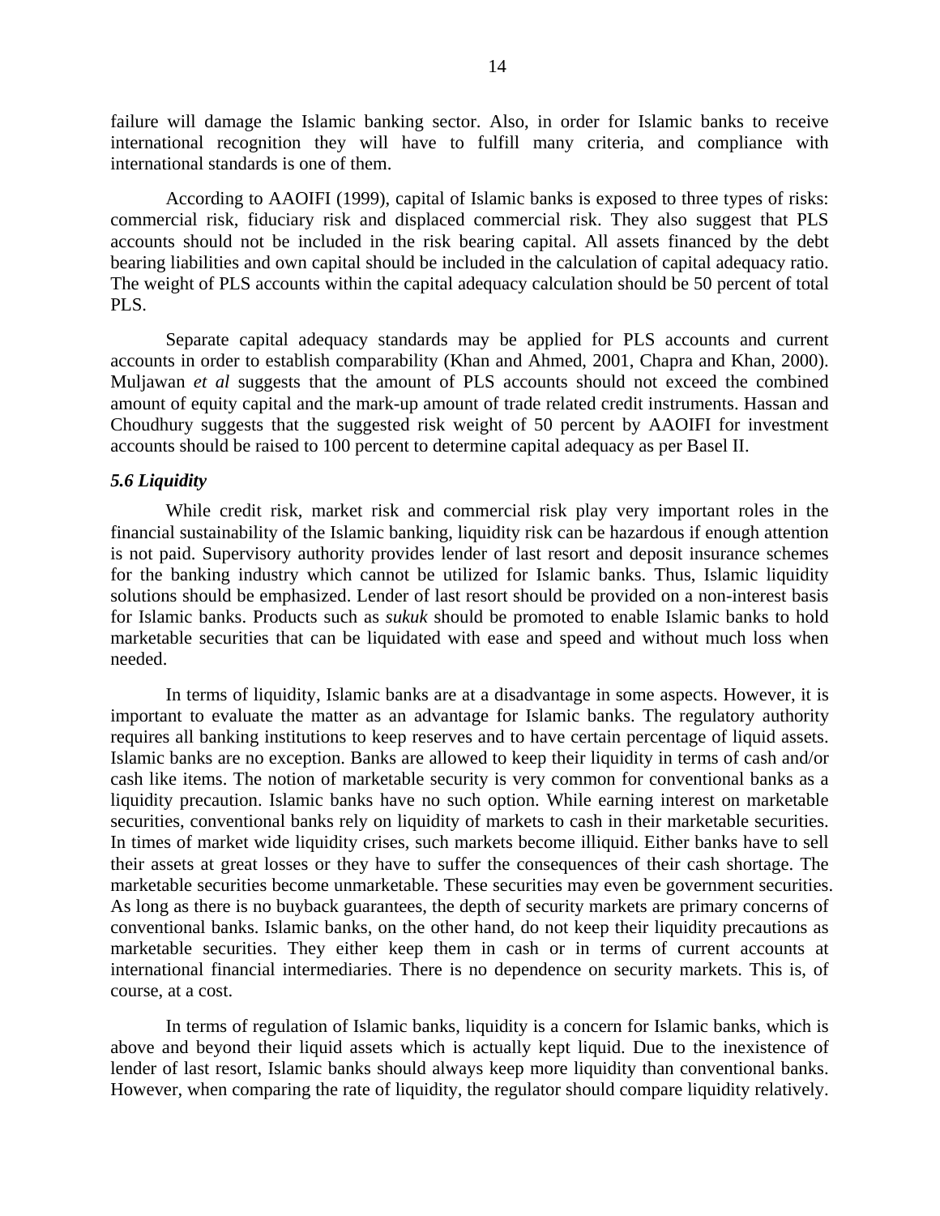failure will damage the Islamic banking sector. Also, in order for Islamic banks to receive international recognition they will have to fulfill many criteria, and compliance with international standards is one of them.

According to AAOIFI (1999), capital of Islamic banks is exposed to three types of risks: commercial risk, fiduciary risk and displaced commercial risk. They also suggest that PLS accounts should not be included in the risk bearing capital. All assets financed by the debt bearing liabilities and own capital should be included in the calculation of capital adequacy ratio. The weight of PLS accounts within the capital adequacy calculation should be 50 percent of total PLS.

Separate capital adequacy standards may be applied for PLS accounts and current accounts in order to establish comparability (Khan and Ahmed, 2001, Chapra and Khan, 2000). Muljawan *et al* suggests that the amount of PLS accounts should not exceed the combined amount of equity capital and the mark-up amount of trade related credit instruments. Hassan and Choudhury suggests that the suggested risk weight of 50 percent by AAOIFI for investment accounts should be raised to 100 percent to determine capital adequacy as per Basel II.

### *5.6 Liquidity*

While credit risk, market risk and commercial risk play very important roles in the financial sustainability of the Islamic banking, liquidity risk can be hazardous if enough attention is not paid. Supervisory authority provides lender of last resort and deposit insurance schemes for the banking industry which cannot be utilized for Islamic banks. Thus, Islamic liquidity solutions should be emphasized. Lender of last resort should be provided on a non-interest basis for Islamic banks. Products such as *sukuk* should be promoted to enable Islamic banks to hold marketable securities that can be liquidated with ease and speed and without much loss when needed.

In terms of liquidity, Islamic banks are at a disadvantage in some aspects. However, it is important to evaluate the matter as an advantage for Islamic banks. The regulatory authority requires all banking institutions to keep reserves and to have certain percentage of liquid assets. Islamic banks are no exception. Banks are allowed to keep their liquidity in terms of cash and/or cash like items. The notion of marketable security is very common for conventional banks as a liquidity precaution. Islamic banks have no such option. While earning interest on marketable securities, conventional banks rely on liquidity of markets to cash in their marketable securities. In times of market wide liquidity crises, such markets become illiquid. Either banks have to sell their assets at great losses or they have to suffer the consequences of their cash shortage. The marketable securities become unmarketable. These securities may even be government securities. As long as there is no buyback guarantees, the depth of security markets are primary concerns of conventional banks. Islamic banks, on the other hand, do not keep their liquidity precautions as marketable securities. They either keep them in cash or in terms of current accounts at international financial intermediaries. There is no dependence on security markets. This is, of course, at a cost.

In terms of regulation of Islamic banks, liquidity is a concern for Islamic banks, which is above and beyond their liquid assets which is actually kept liquid. Due to the inexistence of lender of last resort, Islamic banks should always keep more liquidity than conventional banks. However, when comparing the rate of liquidity, the regulator should compare liquidity relatively.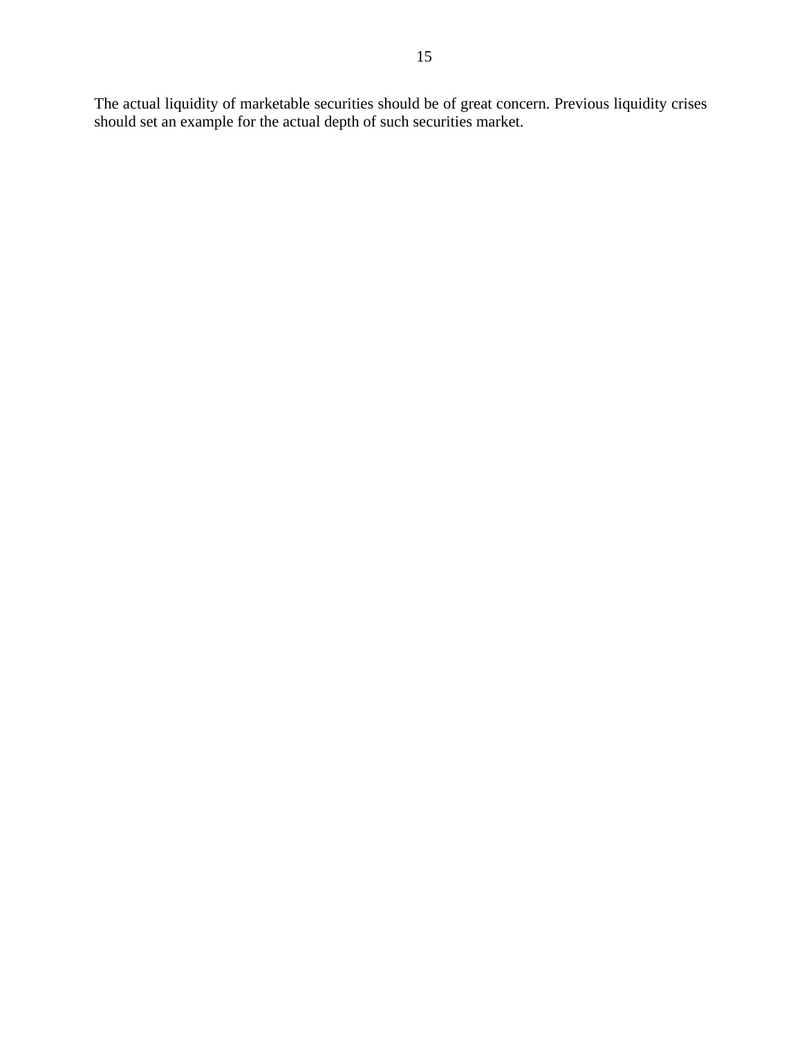The actual liquidity of marketable securities should be of great concern. Previous liquidity crises should set an example for the actual depth of such securities market.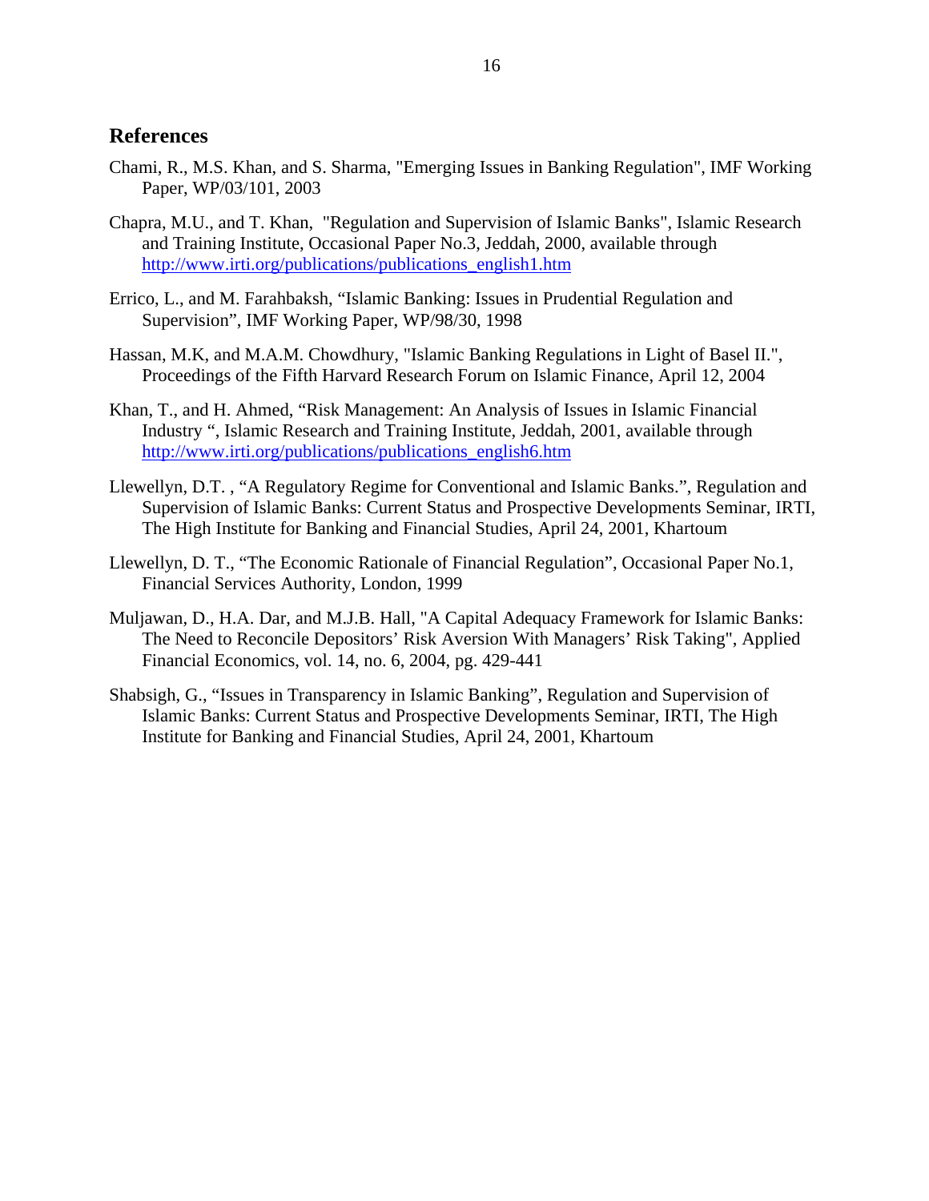## References

Chami, R., M.S. Khan, and S. Sharma, "Emerging Issues in Banking Regulation", IMF Working Paper, WP/03/101, 2003

Chapra, M.U., and T. Khan, "Regulation and Supervision of Islamic Banks", Islamic Research and Training Institute, Occasional Paper No.3, Jeddah, 2000, available through http://www.irti.org/publications/publications_english1.htm

Errico, L., and M. Farahbaksh, "Islamic Banking: Issues in Prudential Regulation and Supervision", IMF Working Paper, WP/98/30, 1998

Hassan, M.K, and M.A.M. Chowdhury, "Islamic Banking Regulations in Light of Basel II.", Proceedings of the Fifth Harvard Research Forum on Islamic Finance, April 12, 2004

Khan, T., and H. Ahmed, "Risk Management: An Analysis of Issues in Islamic Financial Industry ", Islamic Research and Training Institute, Jeddah, 2001, available through http://www.irti.org/publications/publications_english6.htm

Llewellyn, D.T. , "A Regulatory Regime for Conventional and Islamic Banks.", Regulation and Supervision of Islamic Banks: Current Status and Prospective Developments Seminar, IRTI, The High Institute for Banking and Financial Studies, April 24, 2001, Khartoum

Llewellyn, D. T., "The Economic Rationale of Financial Regulation", Occasional Paper No.1, Financial Services Authority, London, 1999

Muljawan, D., H.A. Dar, and M.J.B. Hall, "A Capital Adequacy Framework for Islamic Banks: The Need to Reconcile Depositors' Risk Aversion With Managers' Risk Taking", Applied Financial Economics, vol. 14, no. 6, 2004, pg. 429-441

Shabsigh, G., "Issues in Transparency in Islamic Banking", Regulation and Supervision of Islamic Banks: Current Status and Prospective Developments Seminar, IRTI, The High Institute for Banking and Financial Studies, April 24, 2001, Khartoum